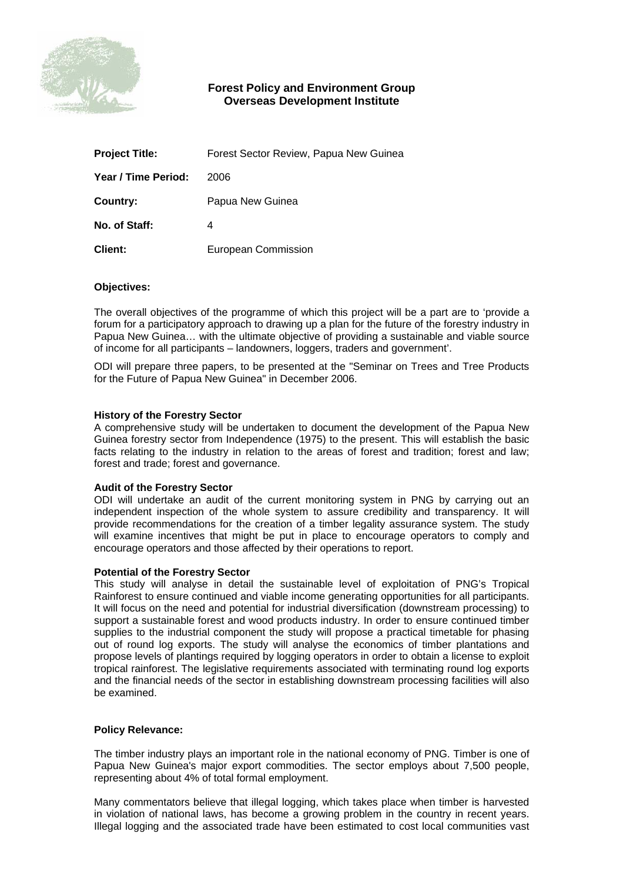**Forest Policy and Environment Group**
**Overseas Development Institute**

| | |
|---|---|
| **Project Title:** | Forest Sector Review, Papua New Guinea |
| **Year / Time Period:** | 2006 |
| **Country:** | Papua New Guinea |
| **No. of Staff:** | 4 |
| **Client:** | European Commission |

**Objectives:**

The overall objectives of the programme of which this project will be a part are to 'provide a forum for a participatory approach to drawing up a plan for the future of the forestry industry in Papua New Guinea… with the ultimate objective of providing a sustainable and viable source of income for all participants – landowners, loggers, traders and government'.

ODI will prepare three papers, to be presented at the "Seminar on Trees and Tree Products for the Future of Papua New Guinea" in December 2006.

**History of the Forestry Sector**
A comprehensive study will be undertaken to document the development of the Papua New Guinea forestry sector from Independence (1975) to the present. This will establish the basic facts relating to the industry in relation to the areas of forest and tradition; forest and law; forest and trade; forest and governance.

**Audit of the Forestry Sector**
ODI will undertake an audit of the current monitoring system in PNG by carrying out an independent inspection of the whole system to assure credibility and transparency. It will provide recommendations for the creation of a timber legality assurance system. The study will examine incentives that might be put in place to encourage operators to comply and encourage operators and those affected by their operations to report.

**Potential of the Forestry Sector**
This study will analyse in detail the sustainable level of exploitation of PNG's Tropical Rainforest to ensure continued and viable income generating opportunities for all participants. It will focus on the need and potential for industrial diversification (downstream processing) to support a sustainable forest and wood products industry. In order to ensure continued timber supplies to the industrial component the study will propose a practical timetable for phasing out of round log exports. The study will analyse the economics of timber plantations and propose levels of plantings required by logging operators in order to obtain a license to exploit tropical rainforest. The legislative requirements associated with terminating round log exports and the financial needs of the sector in establishing downstream processing facilities will also be examined.

**Policy Relevance:**

The timber industry plays an important role in the national economy of PNG. Timber is one of Papua New Guinea's major export commodities. The sector employs about 7,500 people, representing about 4% of total formal employment.

Many commentators believe that illegal logging, which takes place when timber is harvested in violation of national laws, has become a growing problem in the country in recent years. Illegal logging and the associated trade have been estimated to cost local communities vast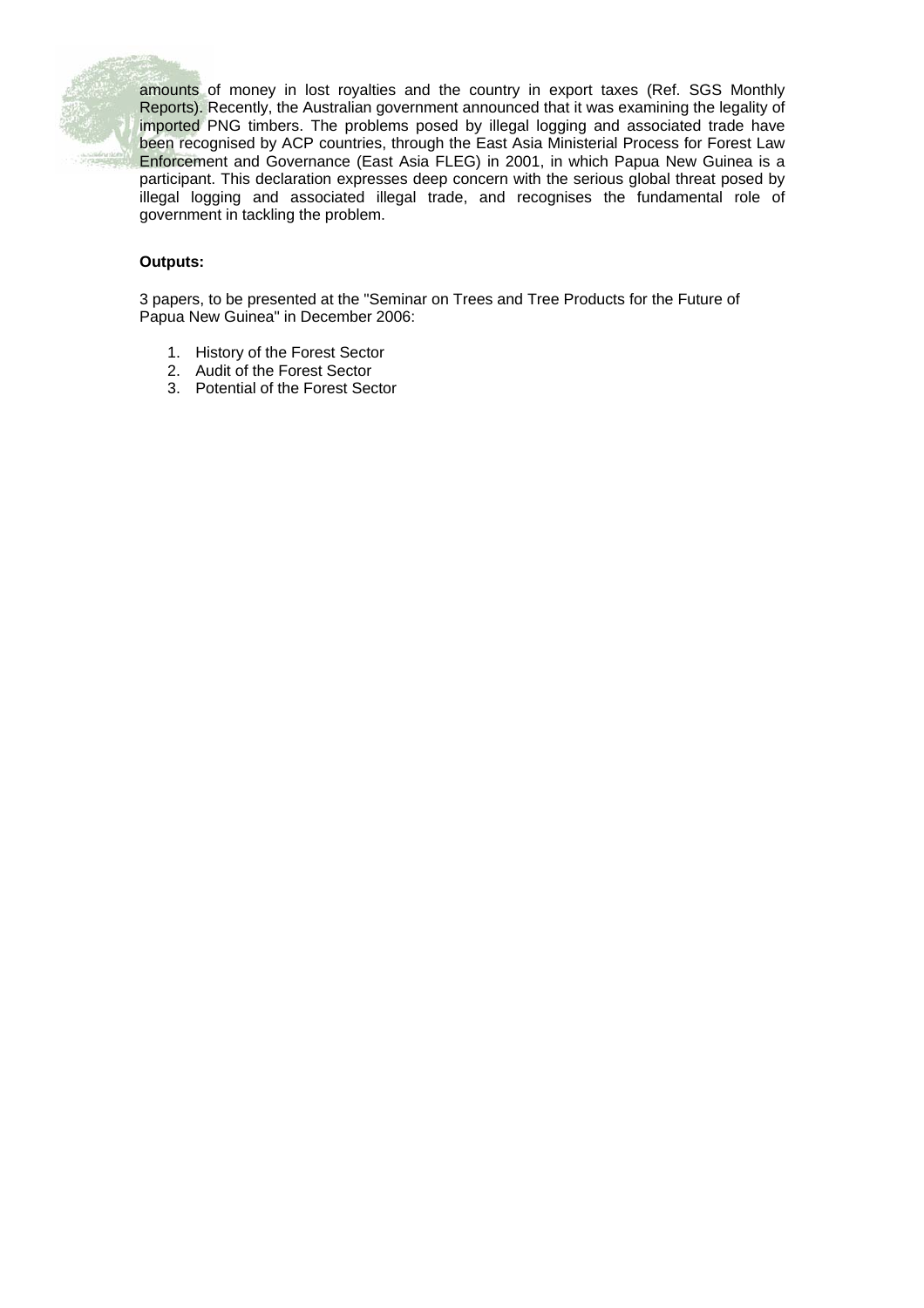amounts of money in lost royalties and the country in export taxes (Ref. SGS Monthly Reports). Recently, the Australian government announced that it was examining the legality of imported PNG timbers. The problems posed by illegal logging and associated trade have been recognised by ACP countries, through the East Asia Ministerial Process for Forest Law Enforcement and Governance (East Asia FLEG) in 2001, in which Papua New Guinea is a participant. This declaration expresses deep concern with the serious global threat posed by illegal logging and associated illegal trade, and recognises the fundamental role of government in tackling the problem.

**Outputs:**

3 papers, to be presented at the "Seminar on Trees and Tree Products for the Future of Papua New Guinea" in December 2006:

1. History of the Forest Sector
2. Audit of the Forest Sector
3. Potential of the Forest Sector